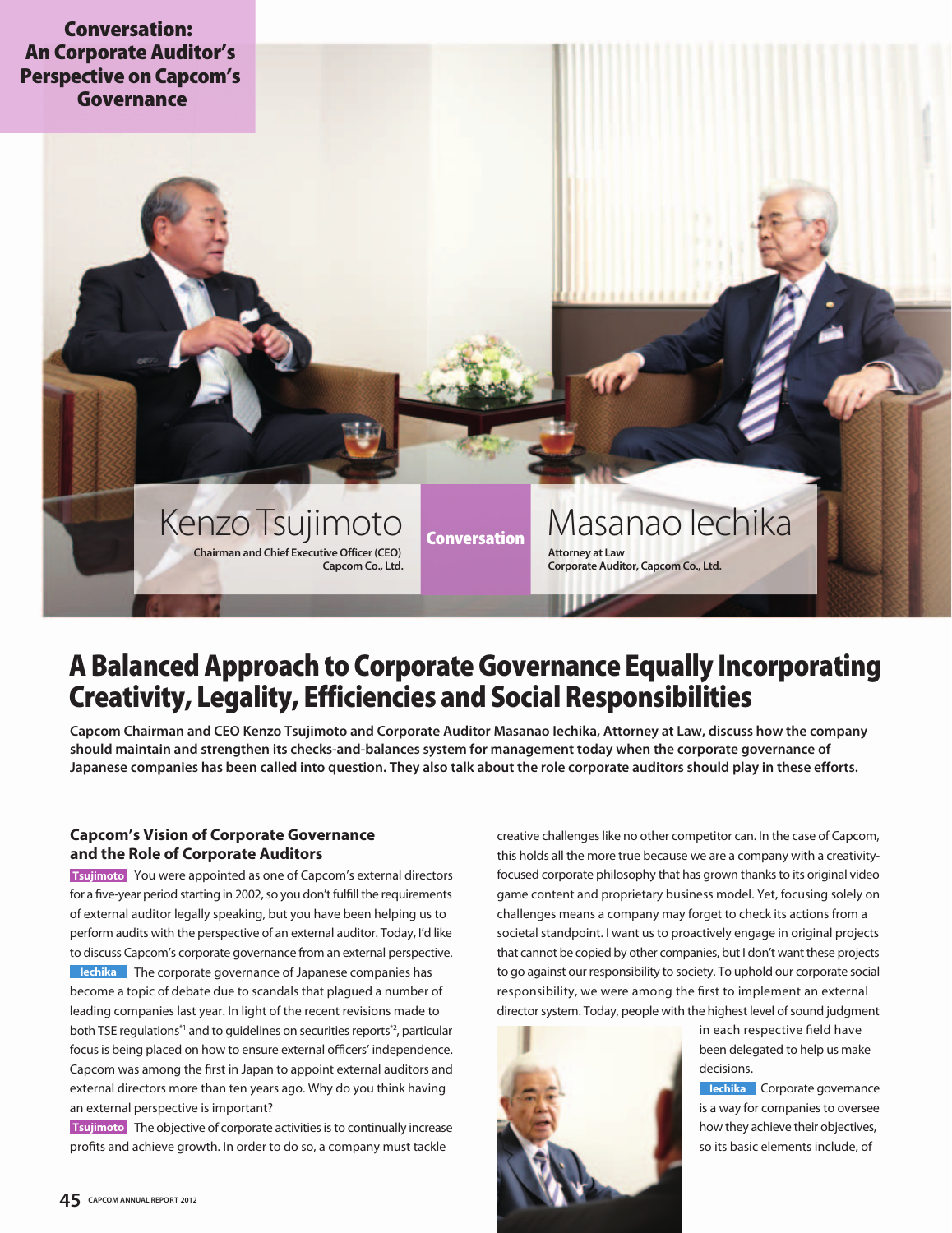**Conversation: An Corporate Auditor's Perspective on Capcom's Governance**

**Kenzo Tsujimoto**
Chairman and Chief Executive Officer (CEO)
Capcom Co., Ltd.

**Conversation**

**Masanao Iechika**
Attorney at Law
Corporate Auditor, Capcom Co., Ltd.

# A Balanced Approach to Corporate Governance Equally Incorporating Creativity, Legality, Efficiencies and Social Responsibilities

**Capcom Chairman and CEO Kenzo Tsujimoto and Corporate Auditor Masanao Iechika, Attorney at Law, discuss how the company should maintain and strengthen its checks-and-balances system for management today when the corporate governance of Japanese companies has been called into question. They also talk about the role corporate auditors should play in these efforts.**

### Capcom's Vision of Corporate Governance and the Role of Corporate Auditors

**Tsujimoto** You were appointed as one of Capcom's external directors for a five-year period starting in 2002, so you don't fulfill the requirements of external auditor legally speaking, but you have been helping us to perform audits with the perspective of an external auditor. Today, I'd like to discuss Capcom's corporate governance from an external perspective.

**Iechika** The corporate governance of Japanese companies has become a topic of debate due to scandals that plagued a number of leading companies last year. In light of the recent revisions made to both TSE regulations[*1] and to guidelines on securities reports[*2], particular focus is being placed on how to ensure external officers' independence. Capcom was among the first in Japan to appoint external auditors and external directors more than ten years ago. Why do you think having an external perspective is important?

**Tsujimoto** The objective of corporate activities is to continually increase profits and achieve growth. In order to do so, a company must tackle creative challenges like no other competitor can. In the case of Capcom, this holds all the more true because we are a company with a creativity-focused corporate philosophy that has grown thanks to its original video game content and proprietary business model. Yet, focusing solely on challenges means a company may forget to check its actions from a societal standpoint. I want us to proactively engage in original projects that cannot be copied by other companies, but I don't want these projects to go against our responsibility to society. To uphold our corporate social responsibility, we were among the first to implement an external director system. Today, people with the highest level of sound judgment in each respective field have been delegated to help us make decisions.

**Iechika** Corporate governance is a way for companies to oversee how they achieve their objectives, so its basic elements include, of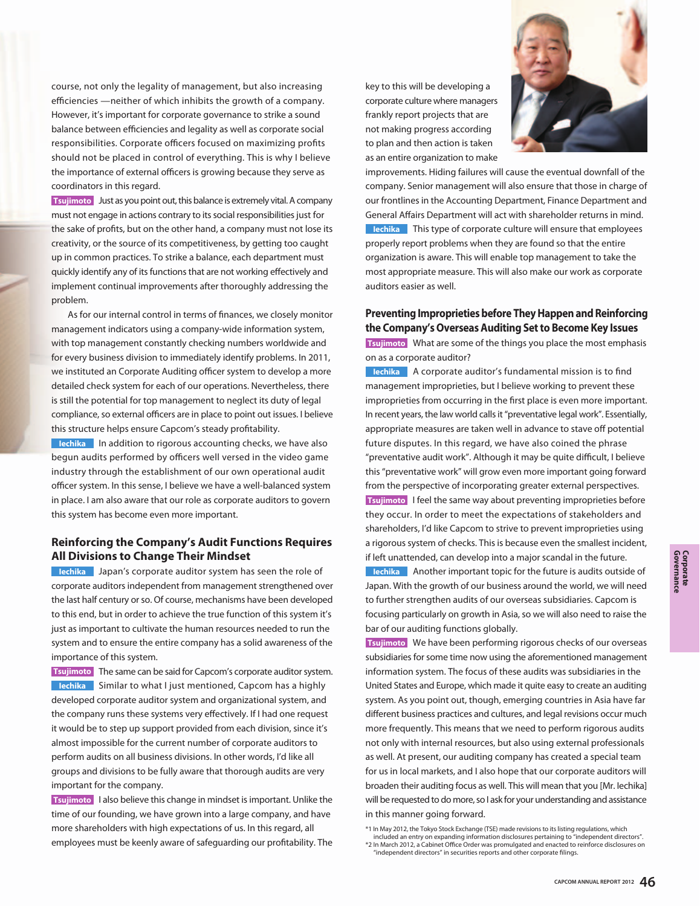course, not only the legality of management, but also increasing efficiencies —neither of which inhibits the growth of a company. However, it's important for corporate governance to strike a sound balance between efficiencies and legality as well as corporate social responsibilities. Corporate officers focused on maximizing profits should not be placed in control of everything. This is why I believe the importance of external officers is growing because they serve as coordinators in this regard.

**Tsujimoto** Just as you point out, this balance is extremely vital. A company must not engage in actions contrary to its social responsibilities just for the sake of profits, but on the other hand, a company must not lose its creativity, or the source of its competitiveness, by getting too caught up in common practices. To strike a balance, each department must quickly identify any of its functions that are not working effectively and implement continual improvements after thoroughly addressing the problem.

As for our internal control in terms of finances, we closely monitor management indicators using a company-wide information system, with top management constantly checking numbers worldwide and for every business division to immediately identify problems. In 2011, we instituted an Corporate Auditing officer system to develop a more detailed check system for each of our operations. Nevertheless, there is still the potential for top management to neglect its duty of legal compliance, so external officers are in place to point out issues. I believe this structure helps ensure Capcom's steady profitability.

**Iechika** In addition to rigorous accounting checks, we have also begun audits performed by officers well versed in the video game industry through the establishment of our own operational audit officer system. In this sense, I believe we have a well-balanced system in place. I am also aware that our role as corporate auditors to govern this system has become even more important.

## Reinforcing the Company's Audit Functions Requires All Divisions to Change Their Mindset

**Iechika** Japan's corporate auditor system has seen the role of corporate auditors independent from management strengthened over the last half century or so. Of course, mechanisms have been developed to this end, but in order to achieve the true function of this system it's just as important to cultivate the human resources needed to run the system and to ensure the entire company has a solid awareness of the importance of this system.

**Tsujimoto** The same can be said for Capcom's corporate auditor system.

**Iechika** Similar to what I just mentioned, Capcom has a highly developed corporate auditor system and organizational system, and the company runs these systems very effectively. If I had one request it would be to step up support provided from each division, since it's almost impossible for the current number of corporate auditors to perform audits on all business divisions. In other words, I'd like all groups and divisions to be fully aware that thorough audits are very important for the company.

**Tsujimoto** I also believe this change in mindset is important. Unlike the time of our founding, we have grown into a large company, and have more shareholders with high expectations of us. In this regard, all employees must be keenly aware of safeguarding our profitability. The key to this will be developing a corporate culture where managers frankly report projects that are not making progress according to plan and then action is taken as an entire organization to make improvements. Hiding failures will cause the eventual downfall of the company. Senior management will also ensure that those in charge of our frontlines in the Accounting Department, Finance Department and General Affairs Department will act with shareholder returns in mind.

**Iechika** This type of corporate culture will ensure that employees properly report problems when they are found so that the entire organization is aware. This will enable top management to take the most appropriate measure. This will also make our work as corporate auditors easier as well.

## Preventing Improprieties before They Happen and Reinforcing the Company's Overseas Auditing Set to Become Key Issues

**Tsujimoto** What are some of the things you place the most emphasis on as a corporate auditor?

**Iechika** A corporate auditor's fundamental mission is to find management improprieties, but I believe working to prevent these improprieties from occurring in the first place is even more important. In recent years, the law world calls it "preventative legal work". Essentially, appropriate measures are taken well in advance to stave off potential future disputes. In this regard, we have also coined the phrase "preventative audit work". Although it may be quite difficult, I believe this "preventative work" will grow even more important going forward from the perspective of incorporating greater external perspectives.

**Tsujimoto** I feel the same way about preventing improprieties before they occur. In order to meet the expectations of stakeholders and shareholders, I'd like Capcom to strive to prevent improprieties using a rigorous system of checks. This is because even the smallest incident, if left unattended, can develop into a major scandal in the future.

**Iechika** Another important topic for the future is audits outside of Japan. With the growth of our business around the world, we will need to further strengthen audits of our overseas subsidiaries. Capcom is focusing particularly on growth in Asia, so we will also need to raise the bar of our auditing functions globally.

**Tsujimoto** We have been performing rigorous checks of our overseas subsidiaries for some time now using the aforementioned management information system. The focus of these audits was subsidiaries in the United States and Europe, which made it quite easy to create an auditing system. As you point out, though, emerging countries in Asia have far different business practices and cultures, and legal revisions occur much more frequently. This means that we need to perform rigorous audits not only with internal resources, but also using external professionals as well. At present, our auditing company has created a special team for us in local markets, and I also hope that our corporate auditors will broaden their auditing focus as well. This will mean that you [Mr. Iechika] will be requested to do more, so I ask for your understanding and assistance in this manner going forward.

*1 In May 2012, the Tokyo Stock Exchange (TSE) made revisions to its listing regulations, which included an entry on expanding information disclosures pertaining to "independent directors".
*2 In March 2012, a Cabinet Office Order was promulgated and enacted to reinforce disclosures on "independent directors" in securities reports and other corporate filings.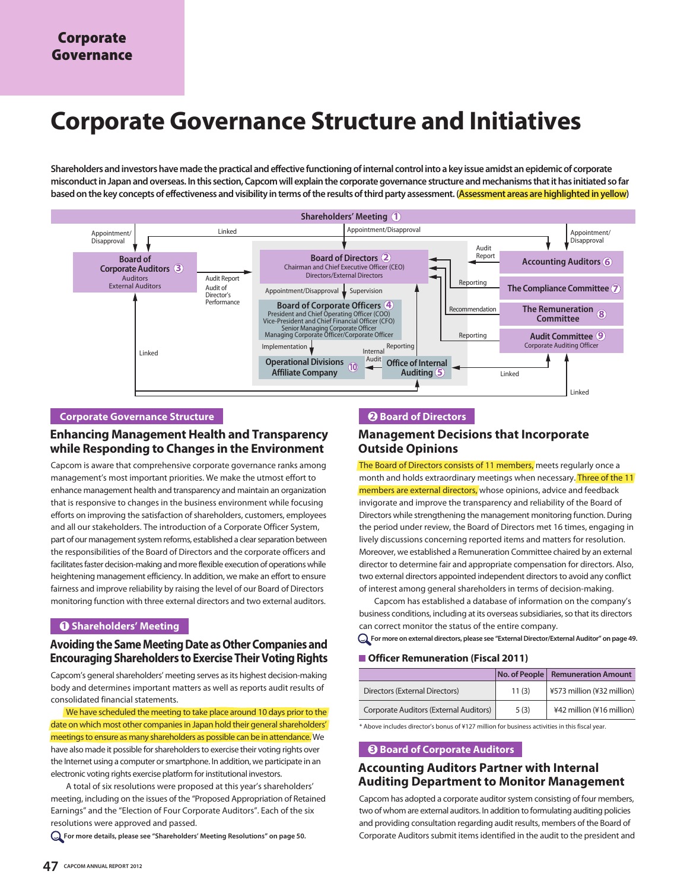# Corporate Governance

# Corporate Governance Structure and Initiatives

**Shareholders and investors have made the practical and effective functioning of internal control into a key issue amidst an epidemic of corporate misconduct in Japan and overseas. In this section, Capcom will explain the corporate governance structure and mechanisms that it has initiated so far based on the key concepts of effectiveness and visibility in terms of the results of third party assessment. (Assessment areas are highlighted in yellow)**

Shareholders' Meeting ①

Board of Corporate Auditors ③
Auditors
External Auditors

Board of Directors ②
Chairman and Chief Executive Officer (CEO)
Directors/External Directors

Board of Corporate Officers ④
President and Chief Operating Officer (COO)
Vice-President and Chief Financial Officer (CFO)
Senior Managing Corporate Officer
Managing Corporate Officer/Corporate Officer

Operational Divisions Affiliate Company ⑩

Office of Internal Auditing ⑤

Accounting Auditors ⑥

The Compliance Committee ⑦

The Remuneration Committee ⑧

Audit Committee ⑨
Corporate Auditing Officer

Appointment/Disappoval, Linked, Appointment/Disapproval, Audit Report, Audit of Director's Performance, Supervision, Implementation, Internal Audit, Reporting, Recommendation

## Corporate Governance Structure

### Enhancing Management Health and Transparency while Responding to Changes in the Environment

Capcom is aware that comprehensive corporate governance ranks among management's most important priorities. We make the utmost effort to enhance management health and transparency and maintain an organization that is responsive to changes in the business environment while focusing efforts on improving the satisfaction of shareholders, customers, employees and all our stakeholders. The introduction of a Corporate Officer System, part of our management system reforms, established a clear separation between the responsibilities of the Board of Directors and the corporate officers and facilitates faster decision-making and more flexible execution of operations while heightening management efficiency. In addition, we make an effort to ensure fairness and improve reliability by raising the level of our Board of Directors monitoring function with three external directors and two external auditors.

## ❶ Shareholders' Meeting

### Avoiding the Same Meeting Date as Other Companies and Encouraging Shareholders to Exercise Their Voting Rights

Capcom's general shareholders' meeting serves as its highest decision-making body and determines important matters as well as reports audit results of consolidated financial statements.

We have scheduled the meeting to take place around 10 days prior to the date on which most other companies in Japan hold their general shareholders' meetings to ensure as many shareholders as possible can be in attendance. We have also made it possible for shareholders to exercise their voting rights over the Internet using a computer or smartphone. In addition, we participate in an electronic voting rights exercise platform for institutional investors.

A total of six resolutions were proposed at this year's shareholders' meeting, including on the issues of the "Proposed Appropriation of Retained Earnings" and the "Election of Four Corporate Auditors". Each of the six resolutions were approved and passed.

**For more details, please see "Shareholders' Meeting Resolutions" on page 50.**

## ❷ Board of Directors

### Management Decisions that Incorporate Outside Opinions

The Board of Directors consists of 11 members, meets regularly once a month and holds extraordinary meetings when necessary. Three of the 11 members are external directors, whose opinions, advice and feedback invigorate and improve the transparency and reliability of the Board of Directors while strengthening the management monitoring function. During the period under review, the Board of Directors met 16 times, engaging in lively discussions concerning reported items and matters for resolution. Moreover, we established a Remuneration Committee chaired by an external director to determine fair and appropriate compensation for directors. Also, two external directors appointed independent directors to avoid any conflict of interest among general shareholders in terms of decision-making.

Capcom has established a database of information on the company's business conditions, including at its overseas subsidiaries, so that its directors can correct monitor the status of the entire company.

**For more on external directors, please see "External Director/External Auditor" on page 49.**

#### Officer Remuneration (Fiscal 2011)

| | No. of People | Remuneration Amount |
|---|---|---|
| Directors (External Directors) | 11 (3) | ¥573 million (¥32 million) |
| Corporate Auditors (External Auditors) | 5 (3) | ¥42 million (¥16 million) |

\* Above includes director's bonus of ¥127 million for business activities in this fiscal year.

## ❸ Board of Corporate Auditors

### Accounting Auditors Partner with Internal Auditing Department to Monitor Management

Capcom has adopted a corporate auditor system consisting of four members, two of whom are external auditors. In addition to formulating auditing policies and providing consultation regarding audit results, members of the Board of Corporate Auditors submit items identified in the audit to the president and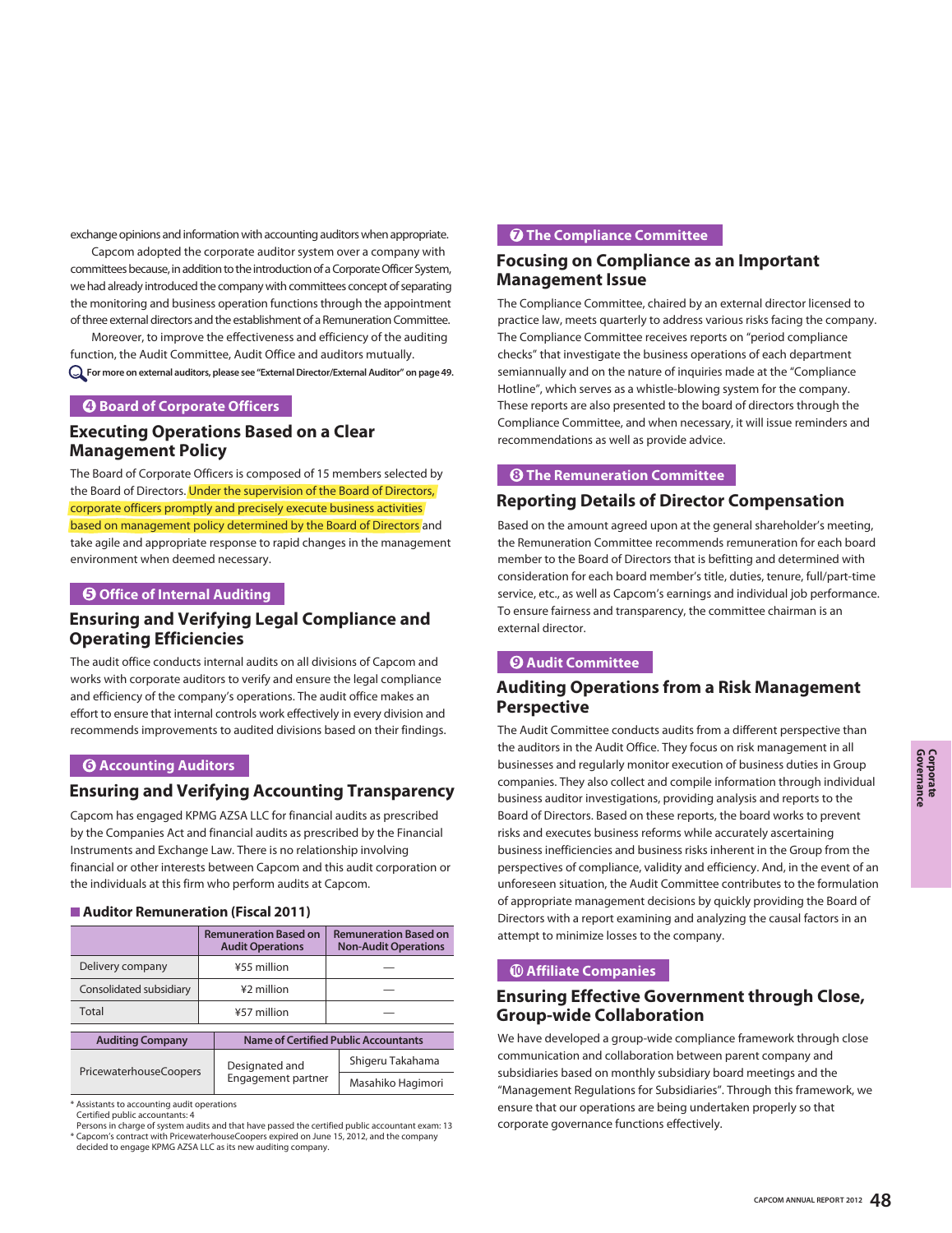exchange opinions and information with accounting auditors when appropriate.

Capcom adopted the corporate auditor system over a company with committees because, in addition to the introduction of a Corporate Officer System, we had already introduced the company with committees concept of separating the monitoring and business operation functions through the appointment of three external directors and the establishment of a Remuneration Committee.

Moreover, to improve the effectiveness and efficiency of the auditing function, the Audit Committee, Audit Office and auditors mutually.

**For more on external auditors, please see "External Director/External Auditor" on page 49.**

### ❹ Board of Corporate Officers

## Executing Operations Based on a Clear Management Policy

The Board of Corporate Officers is composed of 15 members selected by the Board of Directors. Under the supervision of the Board of Directors, corporate officers promptly and precisely execute business activities based on management policy determined by the Board of Directors and take agile and appropriate response to rapid changes in the management environment when deemed necessary.

### ❺ Office of Internal Auditing

## Ensuring and Verifying Legal Compliance and Operating Efficiencies

The audit office conducts internal audits on all divisions of Capcom and works with corporate auditors to verify and ensure the legal compliance and efficiency of the company's operations. The audit office makes an effort to ensure that internal controls work effectively in every division and recommends improvements to audited divisions based on their findings.

### ❻ Accounting Auditors

## Ensuring and Verifying Accounting Transparency

Capcom has engaged KPMG AZSA LLC for financial audits as prescribed by the Companies Act and financial audits as prescribed by the Financial Instruments and Exchange Law. There is no relationship involving financial or other interests between Capcom and this audit corporation or the individuals at this firm who perform audits at Capcom.

**■ Auditor Remuneration (Fiscal 2011)**

| | Remuneration Based on Audit Operations | Remuneration Based on Non-Audit Operations |
|---|---|---|
| Delivery company | ¥55 million | — |
| Consolidated subsidiary | ¥2 million | — |
| Total | ¥57 million | — |

| Auditing Company | Name of Certified Public Accountants | |
|---|---|---|
| PricewaterhouseCoopers | Designated and Engagement partner | Shigeru Takahama |
| | | Masahiko Hagimori |

\* Assistants to accounting audit operations
Certified public accountants: 4
Persons in charge of system audits and that have passed the certified public accountant exam: 13

\* Capcom's contract with PricewaterhouseCoopers expired on June 15, 2012, and the company decided to engage KPMG AZSA LLC as its new auditing company.

### ❼ The Compliance Committee

## Focusing on Compliance as an Important Management Issue

The Compliance Committee, chaired by an external director licensed to practice law, meets quarterly to address various risks facing the company. The Compliance Committee receives reports on "period compliance checks" that investigate the business operations of each department semiannually and on the nature of inquiries made at the "Compliance Hotline", which serves as a whistle-blowing system for the company. These reports are also presented to the board of directors through the Compliance Committee, and when necessary, it will issue reminders and recommendations as well as provide advice.

### ❽ The Remuneration Committee

## Reporting Details of Director Compensation

Based on the amount agreed upon at the general shareholder's meeting, the Remuneration Committee recommends remuneration for each board member to the Board of Directors that is befitting and determined with consideration for each board member's title, duties, tenure, full/part-time service, etc., as well as Capcom's earnings and individual job performance. To ensure fairness and transparency, the committee chairman is an external director.

### ❾ Audit Committee

## Auditing Operations from a Risk Management Perspective

The Audit Committee conducts audits from a different perspective than the auditors in the Audit Office. They focus on risk management in all businesses and regularly monitor execution of business duties in Group companies. They also collect and compile information through individual business auditor investigations, providing analysis and reports to the Board of Directors. Based on these reports, the board works to prevent risks and executes business reforms while accurately ascertaining business inefficiencies and business risks inherent in the Group from the perspectives of compliance, validity and efficiency. And, in the event of an unforeseen situation, the Audit Committee contributes to the formulation of appropriate management decisions by quickly providing the Board of Directors with a report examining and analyzing the causal factors in an attempt to minimize losses to the company.

### ❿ Affiliate Companies

## Ensuring Effective Government through Close, Group-wide Collaboration

We have developed a group-wide compliance framework through close communication and collaboration between parent company and subsidiaries based on monthly subsidiary board meetings and the "Management Regulations for Subsidiaries". Through this framework, we ensure that our operations are being undertaken properly so that corporate governance functions effectively.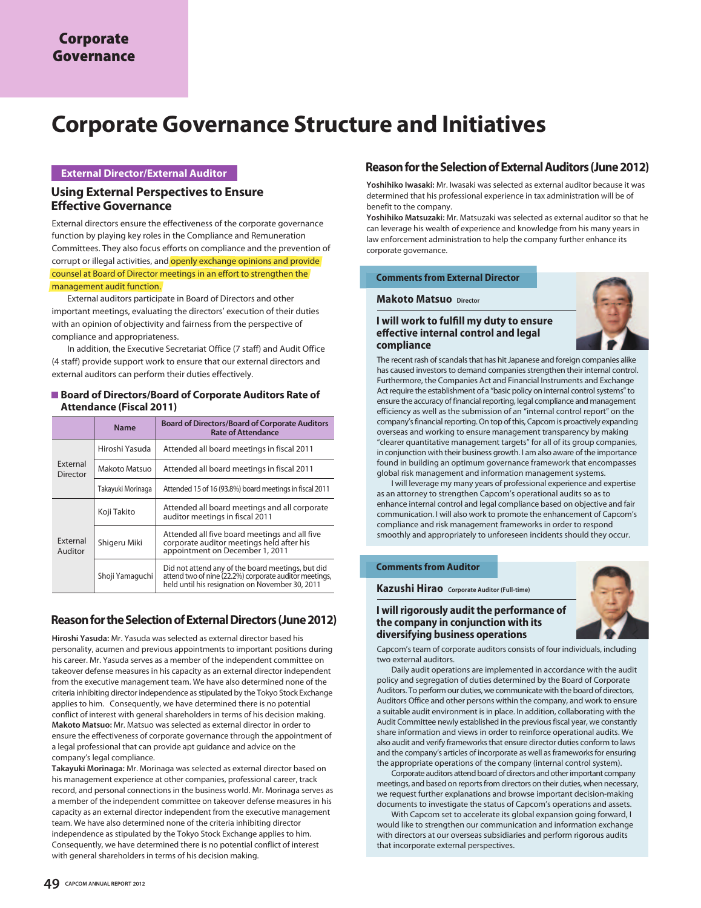# Corporate Governance

# Corporate Governance Structure and Initiatives

## External Director/External Auditor

### Using External Perspectives to Ensure Effective Governance

External directors ensure the effectiveness of the corporate governance function by playing key roles in the Compliance and Remuneration Committees. They also focus efforts on compliance and the prevention of corrupt or illegal activities, and openly exchange opinions and provide counsel at Board of Director meetings in an effort to strengthen the management audit function.

External auditors participate in Board of Directors and other important meetings, evaluating the directors' execution of their duties with an opinion of objectivity and fairness from the perspective of compliance and appropriateness.

In addition, the Executive Secretariat Office (7 staff) and Audit Office (4 staff) provide support work to ensure that our external directors and external auditors can perform their duties effectively.

### Board of Directors/Board of Corporate Auditors Rate of Attendance (Fiscal 2011)

| | Name | Board of Directors/Board of Corporate Auditors Rate of Attendance |
|---|---|---|
| External Director | Hiroshi Yasuda | Attended all board meetings in fiscal 2011 |
| | Makoto Matsuo | Attended all board meetings in fiscal 2011 |
| | Takayuki Morinaga | Attended 15 of 16 (93.8%) board meetings in fiscal 2011 |
| External Auditor | Koji Takito | Attended all board meetings and all corporate auditor meetings in fiscal 2011 |
| | Shigeru Miki | Attended all five board meetings and all five corporate auditor meetings held after his appointment on December 1, 2011 |
| | Shoji Yamaguchi | Did not attend any of the board meetings, but did attend two of nine (22.2%) corporate auditor meetings, held until his resignation on November 30, 2011 |

## Reason for the Selection of External Directors (June 2012)

**Hiroshi Yasuda:** Mr. Yasuda was selected as external director based his personality, acumen and previous appointments to important positions during his career. Mr. Yasuda serves as a member of the independent committee on takeover defense measures in his capacity as an external director independent from the executive management team. We have also determined none of the criteria inhibiting director independence as stipulated by the Tokyo Stock Exchange applies to him. Consequently, we have determined there is no potential conflict of interest with general shareholders in terms of his decision making.

**Makoto Matsuo:** Mr. Matsuo was selected as external director in order to ensure the effectiveness of corporate governance through the appointment of a legal professional that can provide apt guidance and advice on the company's legal compliance.

**Takayuki Morinaga:** Mr. Morinaga was selected as external director based on his management experience at other companies, professional career, track record, and personal connections in the business world. Mr. Morinaga serves as a member of the independent committee on takeover defense measures in his capacity as an external director independent from the executive management team. We have also determined none of the criteria inhibiting director independence as stipulated by the Tokyo Stock Exchange applies to him. Consequently, we have determined there is no potential conflict of interest with general shareholders in terms of his decision making.

## Reason for the Selection of External Auditors (June 2012)

**Yoshihiko Iwasaki:** Mr. Iwasaki was selected as external auditor because it was determined that his professional experience in tax administration will be of benefit to the company.

**Yoshihiko Matsuzaki:** Mr. Matsuzaki was selected as external auditor so that he can leverage his wealth of experience and knowledge from his many years in law enforcement administration to help the company further enhance its corporate governance.

### Comments from External Director

**Makoto Matsuo** Director

#### I will work to fulfill my duty to ensure effective internal control and legal compliance

The recent rash of scandals that has hit Japanese and foreign companies alike has caused investors to demand companies strengthen their internal control. Furthermore, the Companies Act and Financial Instruments and Exchange Act require the establishment of a "basic policy on internal control systems" to ensure the accuracy of financial reporting, legal compliance and management efficiency as well as the submission of an "internal control report" on the company's financial reporting. On top of this, Capcom is proactively expanding overseas and working to ensure management transparency by making "clearer quantitative management targets" for all of its group companies, in conjunction with their business growth. I am also aware of the importance found in building an optimum governance framework that encompasses global risk management and information management systems.

I will leverage my many years of professional experience and expertise as an attorney to strengthen Capcom's operational audits so as to enhance internal control and legal compliance based on objective and fair communication. I will also work to promote the enhancement of Capcom's compliance and risk management frameworks in order to respond smoothly and appropriately to unforeseen incidents should they occur.

### Comments from Auditor

**Kazushi Hirao** Corporate Auditor (Full-time)

#### I will rigorously audit the performance of the company in conjunction with its diversifying business operations

Capcom's team of corporate auditors consists of four individuals, including two external auditors.

Daily audit operations are implemented in accordance with the audit policy and segregation of duties determined by the Board of Corporate Auditors. To perform our duties, we communicate with the board of directors, Auditors Office and other persons within the company, and work to ensure a suitable audit environment is in place. In addition, collaborating with the Audit Committee newly established in the previous fiscal year, we constantly share information and views in order to reinforce operational audits. We also audit and verify frameworks that ensure director duties conform to laws and the company's articles of incorporate as well as frameworks for ensuring the appropriate operations of the company (internal control system).

Corporate auditors attend board of directors and other important company meetings, and based on reports from directors on their duties, when necessary, we request further explanations and browse important decision-making documents to investigate the status of Capcom's operations and assets.

With Capcom set to accelerate its global expansion going forward, I would like to strengthen our communication and information exchange with directors at our overseas subsidiaries and perform rigorous audits that incorporate external perspectives.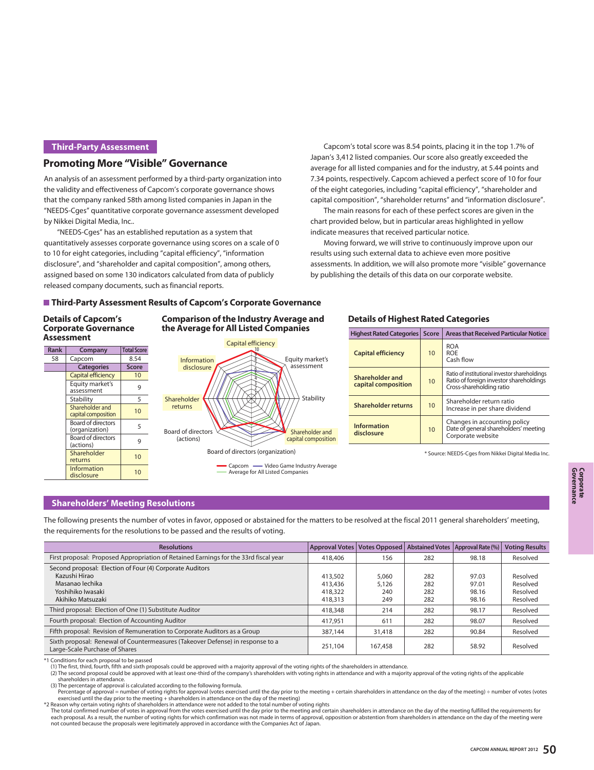## Third-Party Assessment

## Promoting More "Visible" Governance

An analysis of an assessment performed by a third-party organization into the validity and effectiveness of Capcom's corporate governance shows that the company ranked 58th among listed companies in Japan in the "NEEDS-Cges" quantitative corporate governance assessment developed by Nikkei Digital Media, Inc..

"NEEDS-Cges" has an established reputation as a system that quantitatively assesses corporate governance using scores on a scale of 0 to 10 for eight categories, including "capital efficiency", "information disclosure", and "shareholder and capital composition", among others, assigned based on some 130 indicators calculated from data of publicly released company documents, such as financial reports.

Capcom's total score was 8.54 points, placing it in the top 1.7% of Japan's 3,412 listed companies. Our score also greatly exceeded the average for all listed companies and for the industry, at 5.44 points and 7.34 points, respectively. Capcom achieved a perfect score of 10 for four of the eight categories, including "capital efficiency", "shareholder and capital composition", "shareholder returns" and "information disclosure".

The main reasons for each of these perfect scores are given in the chart provided below, but in particular areas highlighted in yellow indicate measures that received particular notice.

Moving forward, we will strive to continuously improve upon our results using such external data to achieve even more positive assessments. In addition, we will also promote more "visible" governance by publishing the details of this data on our corporate website.

### Third-Party Assessment Results of Capcom's Corporate Governance

#### Details of Capcom's Corporate Governance Assessment

| Rank | Company | Total Score |
|---|---|---|
| 58 | Capcom | 8.54 |
| | **Categories** | **Score** |
| | Capital efficiency | 10 |
| | Equity market's assessment | 9 |
| | Stability | 5 |
| | Shareholder and capital composition | 10 |
| | Board of directors (organization) | 5 |
| | Board of directors (actions) | 9 |
| | Shareholder returns | 10 |
| | Information disclosure | 10 |

#### Comparison of the Industry Average and the Average for All Listed Companies

Capital efficiency / Equity market's assessment / Stability / Shareholder and capital composition / Board of directors (organization) / Board of directors (actions) / Shareholder returns / Information disclosure

Capcom — Video Game Industry Average — Average for All Listed Companies

#### Details of Highest Rated Categories

| Highest Rated Categories | Score | Areas that Received Particular Notice |
|---|---|---|
| Capital efficiency | 10 | ROA<br>ROE<br>Cash flow |
| Shareholder and capital composition | 10 | Ratio of institutional investor shareholdings<br>Ratio of foreign investor shareholdings<br>Cross-shareholding ratio |
| Shareholder returns | 10 | Shareholder return ratio<br>Increase in per share dividend |
| Information disclosure | 10 | Changes in accounting policy<br>Date of general shareholders' meeting<br>Corporate website |

* Source: NEEDS-Cges from Nikkei Digital Media Inc.

## Shareholders' Meeting Resolutions

The following presents the number of votes in favor, opposed or abstained for the matters to be resolved at the fiscal 2011 general shareholders' meeting, the requirements for the resolutions to be passed and the results of voting.

| Resolutions | Approval Votes | Votes Opposed | Abstained Votes | Approval Rate (%) | Voting Results |
|---|---|---|---|---|---|
| First proposal: Proposed Appropriation of Retained Earnings for the 33rd fiscal year | 418,406 | 156 | 282 | 98.18 | Resolved |
| Second proposal: Election of Four (4) Corporate Auditors | | | | | |
| Kazushi Hirao | 413,502 | 5,060 | 282 | 97.03 | Resolved |
| Masanao Iechika | 413,436 | 5,126 | 282 | 97.01 | Resolved |
| Yoshihiko Iwasaki | 418,322 | 240 | 282 | 98.16 | Resolved |
| Akihiko Matsuzaki | 418,313 | 249 | 282 | 98.16 | Resolved |
| Third proposal: Election of One (1) Substitute Auditor | 418,348 | 214 | 282 | 98.17 | Resolved |
| Fourth proposal: Election of Accounting Auditor | 417,951 | 611 | 282 | 98.07 | Resolved |
| Fifth proposal: Revision of Remuneration to Corporate Auditors as a Group | 387,144 | 31,418 | 282 | 90.84 | Resolved |
| Sixth proposal: Renewal of Countermeasures (Takeover Defense) in response to a Large-Scale Purchase of Shares | 251,104 | 167,458 | 282 | 58.92 | Resolved |

*1 Conditions for each proposal to be passed
(1) The first, third, fourth, fifth and sixth proposals could be approved with a majority approval of the voting rights of the shareholders in attendance.
(2) The second proposal could be approved with at least one-third of the company's shareholders with voting rights in attendance and with a majority approval of the voting rights of the applicable shareholders in attendance.
(3) The percentage of approval is calculated according to the following formula.
Percentage of approval = number of voting rights for approval (votes exercised until the day prior to the meeting + certain shareholders in attendance on the day of the meeting) ÷ number of votes (votes exercised until the day prior to the meeting + shareholders in attendance on the day of the meeting)

*2 Reason why certain voting rights of shareholders in attendance were not added to the total number of voting rights
The total confirmed number of votes in approval from the votes exercised until the day prior to the meeting and certain shareholders in attendance on the day of the meeting fulfilled the requirements for each proposal. As a result, the number of voting rights for which confirmation was not made in terms of approval, opposition or abstention from shareholders in attendance on the day of the meeting were not counted because the proposals were legitimately approved in accordance with the Companies Act of Japan.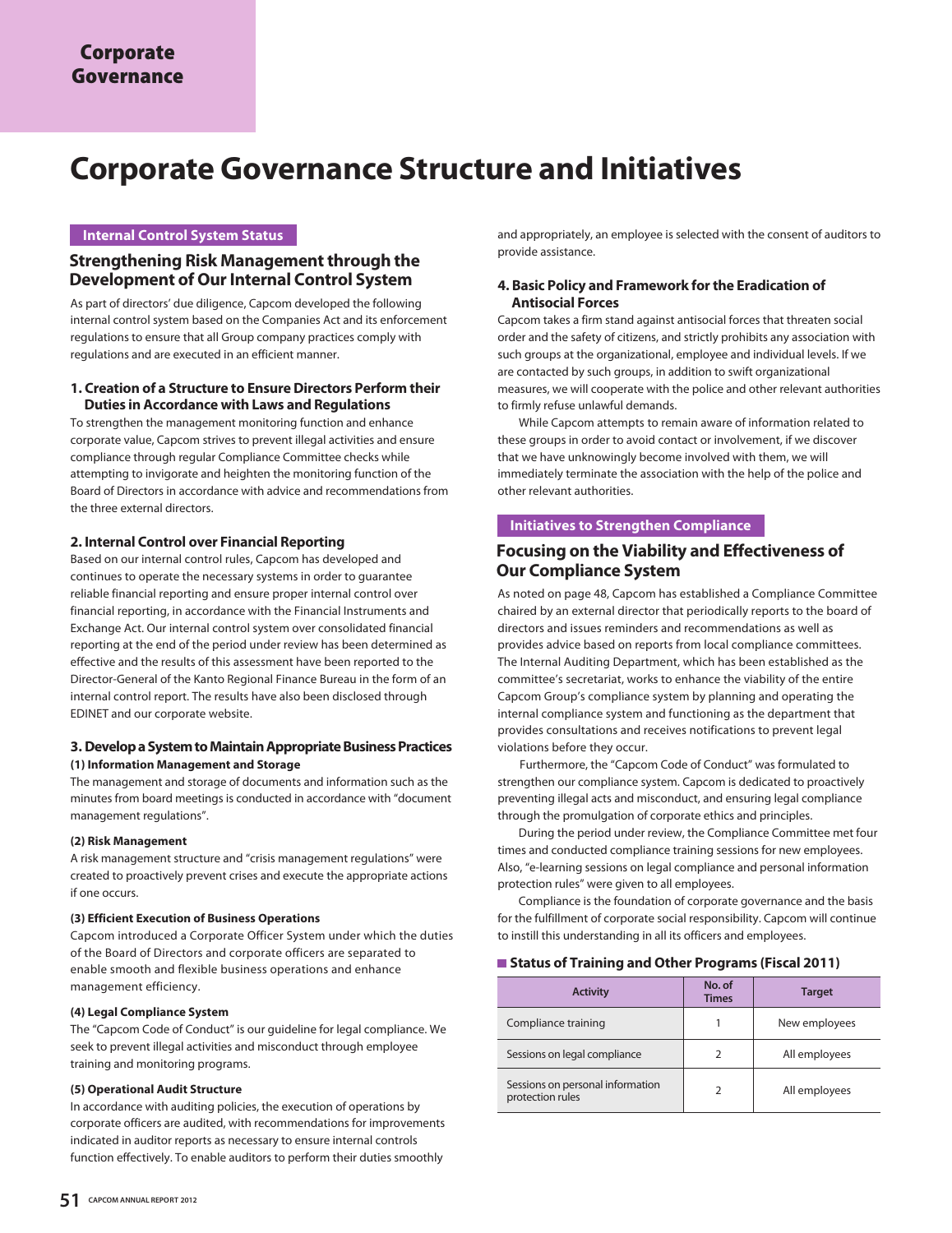# Corporate Governance

# Corporate Governance Structure and Initiatives

**Internal Control System Status**

## Strengthening Risk Management through the Development of Our Internal Control System

As part of directors' due diligence, Capcom developed the following internal control system based on the Companies Act and its enforcement regulations to ensure that all Group company practices comply with regulations and are executed in an efficient manner.

### 1. Creation of a Structure to Ensure Directors Perform their Duties in Accordance with Laws and Regulations

To strengthen the management monitoring function and enhance corporate value, Capcom strives to prevent illegal activities and ensure compliance through regular Compliance Committee checks while attempting to invigorate and heighten the monitoring function of the Board of Directors in accordance with advice and recommendations from the three external directors.

### 2. Internal Control over Financial Reporting

Based on our internal control rules, Capcom has developed and continues to operate the necessary systems in order to guarantee reliable financial reporting and ensure proper internal control over financial reporting, in accordance with the Financial Instruments and Exchange Act. Our internal control system over consolidated financial reporting at the end of the period under review has been determined as effective and the results of this assessment have been reported to the Director-General of the Kanto Regional Finance Bureau in the form of an internal control report. The results have also been disclosed through EDINET and our corporate website.

### 3. Develop a System to Maintain Appropriate Business Practices

**(1) Information Management and Storage**

The management and storage of documents and information such as the minutes from board meetings is conducted in accordance with "document management regulations".

**(2) Risk Management**

A risk management structure and "crisis management regulations" were created to proactively prevent crises and execute the appropriate actions if one occurs.

**(3) Efficient Execution of Business Operations**

Capcom introduced a Corporate Officer System under which the duties of the Board of Directors and corporate officers are separated to enable smooth and flexible business operations and enhance management efficiency.

**(4) Legal Compliance System**

The "Capcom Code of Conduct" is our guideline for legal compliance. We seek to prevent illegal activities and misconduct through employee training and monitoring programs.

**(5) Operational Audit Structure**

In accordance with auditing policies, the execution of operations by corporate officers are audited, with recommendations for improvements indicated in auditor reports as necessary to ensure internal controls function effectively. To enable auditors to perform their duties smoothly and appropriately, an employee is selected with the consent of auditors to provide assistance.

### 4. Basic Policy and Framework for the Eradication of Antisocial Forces

Capcom takes a firm stand against antisocial forces that threaten social order and the safety of citizens, and strictly prohibits any association with such groups at the organizational, employee and individual levels. If we are contacted by such groups, in addition to swift organizational measures, we will cooperate with the police and other relevant authorities to firmly refuse unlawful demands.

While Capcom attempts to remain aware of information related to these groups in order to avoid contact or involvement, if we discover that we have unknowingly become involved with them, we will immediately terminate the association with the help of the police and other relevant authorities.

**Initiatives to Strengthen Compliance**

## Focusing on the Viability and Effectiveness of Our Compliance System

As noted on page 48, Capcom has established a Compliance Committee chaired by an external director that periodically reports to the board of directors and issues reminders and recommendations as well as provides advice based on reports from local compliance committees. The Internal Auditing Department, which has been established as the committee's secretariat, works to enhance the viability of the entire Capcom Group's compliance system by planning and operating the internal compliance system and functioning as the department that provides consultations and receives notifications to prevent legal violations before they occur.

Furthermore, the "Capcom Code of Conduct" was formulated to strengthen our compliance system. Capcom is dedicated to proactively preventing illegal acts and misconduct, and ensuring legal compliance through the promulgation of corporate ethics and principles.

During the period under review, the Compliance Committee met four times and conducted compliance training sessions for new employees. Also, "e-learning sessions on legal compliance and personal information protection rules" were given to all employees.

Compliance is the foundation of corporate governance and the basis for the fulfillment of corporate social responsibility. Capcom will continue to instill this understanding in all its officers and employees.

**Status of Training and Other Programs (Fiscal 2011)**

| Activity | No. of Times | Target |
|---|---|---|
| Compliance training | 1 | New employees |
| Sessions on legal compliance | 2 | All employees |
| Sessions on personal information protection rules | 2 | All employees |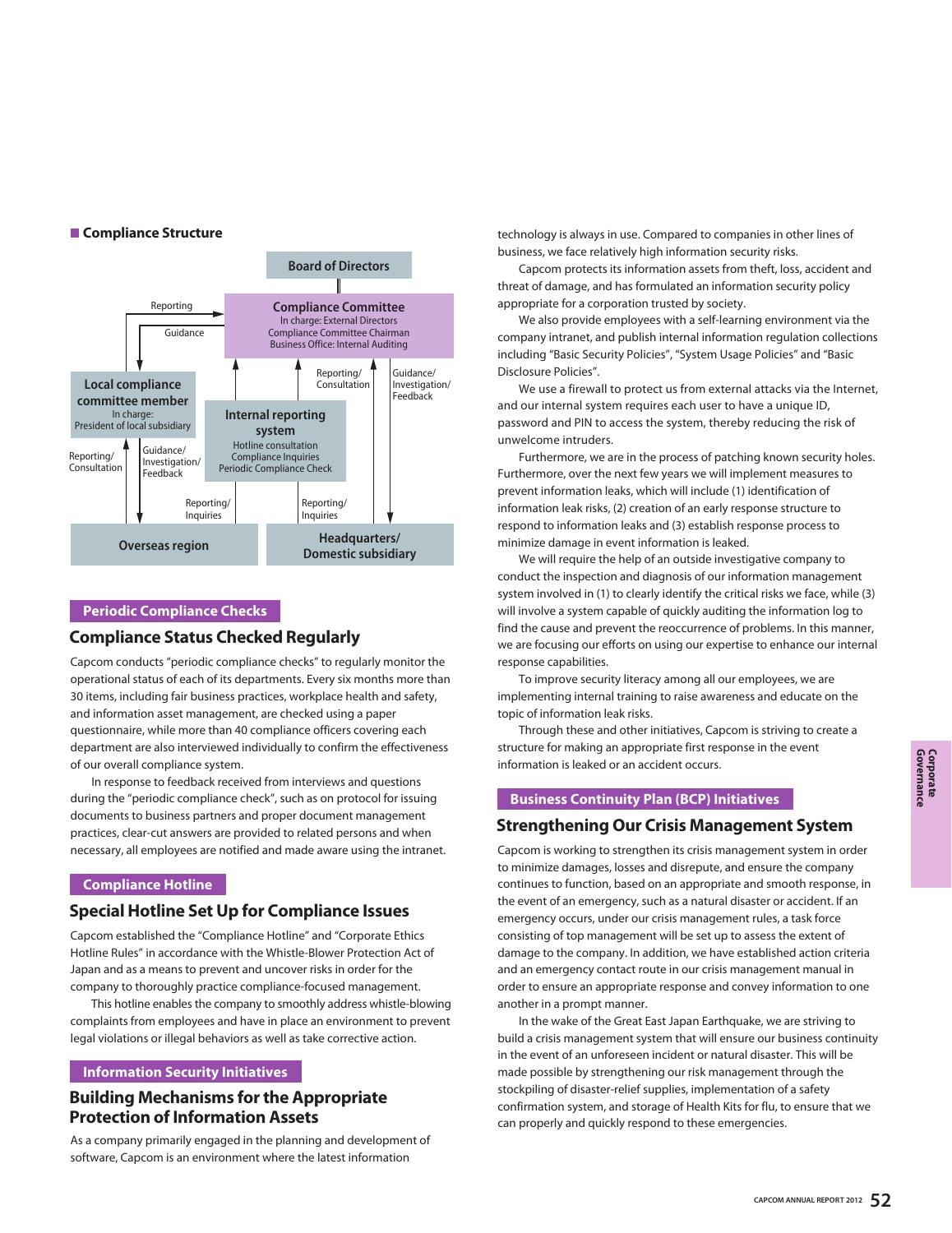## Compliance Structure

Board of Directors

**Compliance Committee**
In charge: External Directors
Compliance Committee Chairman
Business Office: Internal Auditing

**Local compliance committee member**
In charge:
President of local subsidiary

**Internal reporting system**
Hotline consultation
Compliance Inquiries
Periodic Compliance Check

Overseas region

Headquarters/ Domestic subsidiary

Reporting / Guidance / Reporting/ Consultation / Guidance/ Investigation/ Feedback / Reporting/ Inquiries

### Periodic Compliance Checks

## Compliance Status Checked Regularly

Capcom conducts "periodic compliance checks" to regularly monitor the operational status of each of its departments. Every six months more than 30 items, including fair business practices, workplace health and safety, and information asset management, are checked using a paper questionnaire, while more than 40 compliance officers covering each department are also interviewed individually to confirm the effectiveness of our overall compliance system.

In response to feedback received from interviews and questions during the "periodic compliance check", such as on protocol for issuing documents to business partners and proper document management practices, clear-cut answers are provided to related persons and when necessary, all employees are notified and made aware using the intranet.

### Compliance Hotline

## Special Hotline Set Up for Compliance Issues

Capcom established the "Compliance Hotline" and "Corporate Ethics Hotline Rules" in accordance with the Whistle-Blower Protection Act of Japan and as a means to prevent and uncover risks in order for the company to thoroughly practice compliance-focused management.

This hotline enables the company to smoothly address whistle-blowing complaints from employees and have in place an environment to prevent legal violations or illegal behaviors as well as take corrective action.

### Information Security Initiatives

## Building Mechanisms for the Appropriate Protection of Information Assets

As a company primarily engaged in the planning and development of software, Capcom is an environment where the latest information technology is always in use. Compared to companies in other lines of business, we face relatively high information security risks.

Capcom protects its information assets from theft, loss, accident and threat of damage, and has formulated an information security policy appropriate for a corporation trusted by society.

We also provide employees with a self-learning environment via the company intranet, and publish internal information regulation collections including "Basic Security Policies", "System Usage Policies" and "Basic Disclosure Policies".

We use a firewall to protect us from external attacks via the Internet, and our internal system requires each user to have a unique ID, password and PIN to access the system, thereby reducing the risk of unwelcome intruders.

Furthermore, we are in the process of patching known security holes. Furthermore, over the next few years we will implement measures to prevent information leaks, which will include (1) identification of information leak risks, (2) creation of an early response structure to respond to information leaks and (3) establish response process to minimize damage in event information is leaked.

We will require the help of an outside investigative company to conduct the inspection and diagnosis of our information management system involved in (1) to clearly identify the critical risks we face, while (3) will involve a system capable of quickly auditing the information log to find the cause and prevent the reoccurrence of problems. In this manner, we are focusing our efforts on using our expertise to enhance our internal response capabilities.

To improve security literacy among all our employees, we are implementing internal training to raise awareness and educate on the topic of information leak risks.

Through these and other initiatives, Capcom is striving to create a structure for making an appropriate first response in the event information is leaked or an accident occurs.

### Business Continuity Plan (BCP) Initiatives

## Strengthening Our Crisis Management System

Capcom is working to strengthen its crisis management system in order to minimize damages, losses and disrepute, and ensure the company continues to function, based on an appropriate and smooth response, in the event of an emergency, such as a natural disaster or accident. If an emergency occurs, under our crisis management rules, a task force consisting of top management will be set up to assess the extent of damage to the company. In addition, we have established action criteria and an emergency contact route in our crisis management manual in order to ensure an appropriate response and convey information to one another in a prompt manner.

In the wake of the Great East Japan Earthquake, we are striving to build a crisis management system that will ensure our business continuity in the event of an unforeseen incident or natural disaster. This will be made possible by strengthening our risk management through the stockpiling of disaster-relief supplies, implementation of a safety confirmation system, and storage of Health Kits for flu, to ensure that we can properly and quickly respond to these emergencies.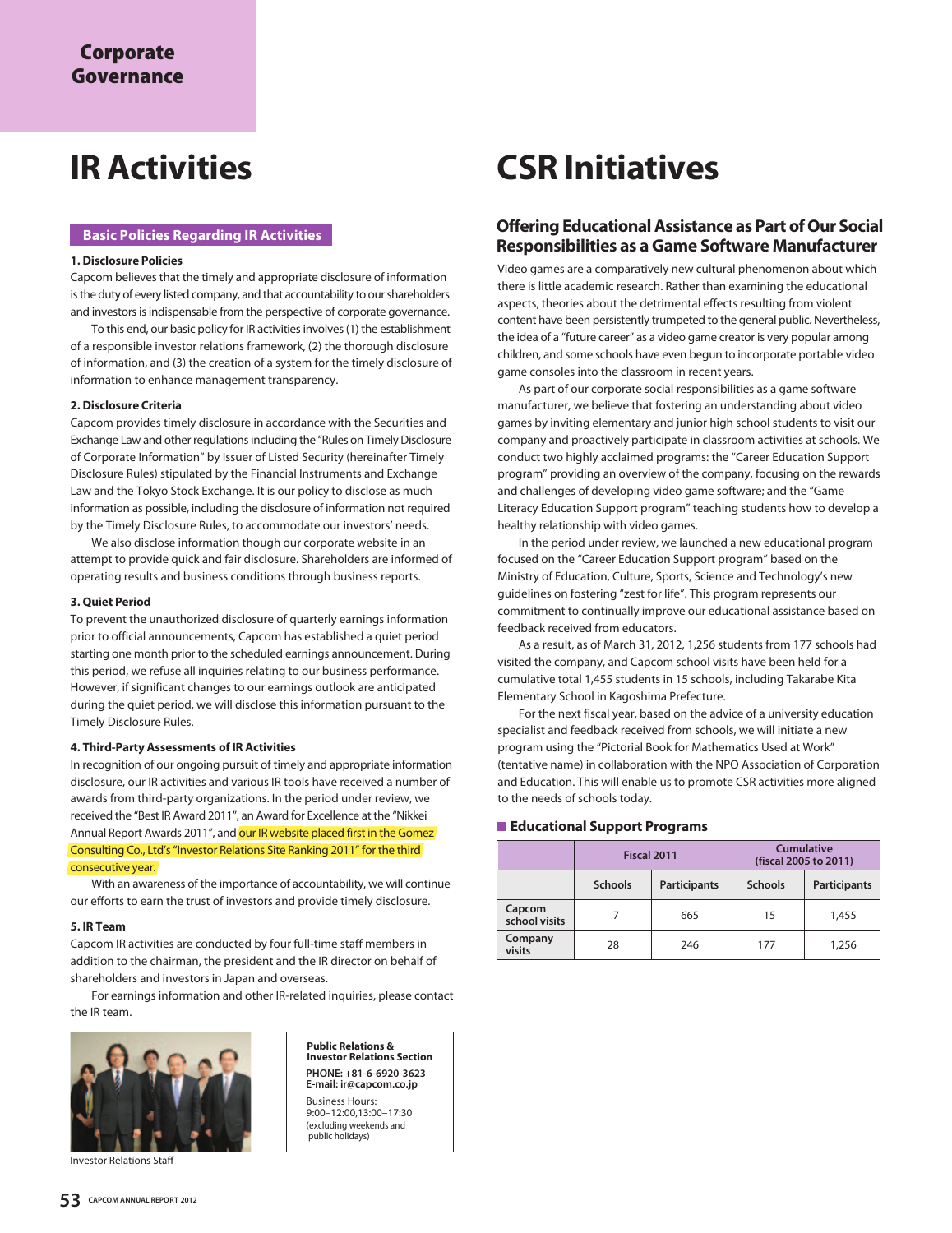# Corporate Governance

# IR Activities

## Basic Policies Regarding IR Activities

**1. Disclosure Policies**

Capcom believes that the timely and appropriate disclosure of information is the duty of every listed company, and that accountability to our shareholders and investors is indispensable from the perspective of corporate governance.

To this end, our basic policy for IR activities involves (1) the establishment of a responsible investor relations framework, (2) the thorough disclosure of information, and (3) the creation of a system for the timely disclosure of information to enhance management transparency.

**2. Disclosure Criteria**

Capcom provides timely disclosure in accordance with the Securities and Exchange Law and other regulations including the "Rules on Timely Disclosure of Corporate Information" by Issuer of Listed Security (hereinafter Timely Disclosure Rules) stipulated by the Financial Instruments and Exchange Law and the Tokyo Stock Exchange. It is our policy to disclose as much information as possible, including the disclosure of information not required by the Timely Disclosure Rules, to accommodate our investors' needs.

We also disclose information though our corporate website in an attempt to provide quick and fair disclosure. Shareholders are informed of operating results and business conditions through business reports.

**3. Quiet Period**

To prevent the unauthorized disclosure of quarterly earnings information prior to official announcements, Capcom has established a quiet period starting one month prior to the scheduled earnings announcement. During this period, we refuse all inquiries relating to our business performance. However, if significant changes to our earnings outlook are anticipated during the quiet period, we will disclose this information pursuant to the Timely Disclosure Rules.

**4. Third-Party Assessments of IR Activities**

In recognition of our ongoing pursuit of timely and appropriate information disclosure, our IR activities and various IR tools have received a number of awards from third-party organizations. In the period under review, we received the "Best IR Award 2011", an Award for Excellence at the "Nikkei Annual Report Awards 2011", and our IR website placed first in the Gomez Consulting Co., Ltd's "Investor Relations Site Ranking 2011" for the third consecutive year.

With an awareness of the importance of accountability, we will continue our efforts to earn the trust of investors and provide timely disclosure.

**5. IR Team**

Capcom IR activities are conducted by four full-time staff members in addition to the chairman, the president and the IR director on behalf of shareholders and investors in Japan and overseas.

For earnings information and other IR-related inquiries, please contact the IR team.

Investor Relations Staff

**Public Relations & Investor Relations Section**
**PHONE: +81-6-6920-3623**
**E-mail: ir@capcom.co.jp**
Business Hours:
9:00–12:00,13:00–17:30
(excluding weekends and public holidays)

# CSR Initiatives

## Offering Educational Assistance as Part of Our Social Responsibilities as a Game Software Manufacturer

Video games are a comparatively new cultural phenomenon about which there is little academic research. Rather than examining the educational aspects, theories about the detrimental effects resulting from violent content have been persistently trumpeted to the general public. Nevertheless, the idea of a "future career" as a video game creator is very popular among children, and some schools have even begun to incorporate portable video game consoles into the classroom in recent years.

As part of our corporate social responsibilities as a game software manufacturer, we believe that fostering an understanding about video games by inviting elementary and junior high school students to visit our company and proactively participate in classroom activities at schools. We conduct two highly acclaimed programs: the "Career Education Support program" providing an overview of the company, focusing on the rewards and challenges of developing video game software; and the "Game Literacy Education Support program" teaching students how to develop a healthy relationship with video games.

In the period under review, we launched a new educational program focused on the "Career Education Support program" based on the Ministry of Education, Culture, Sports, Science and Technology's new guidelines on fostering "zest for life". This program represents our commitment to continually improve our educational assistance based on feedback received from educators.

As a result, as of March 31, 2012, 1,256 students from 177 schools had visited the company, and Capcom school visits have been held for a cumulative total 1,455 students in 15 schools, including Takarabe Kita Elementary School in Kagoshima Prefecture.

For the next fiscal year, based on the advice of a university education specialist and feedback received from schools, we will initiate a new program using the "Pictorial Book for Mathematics Used at Work" (tentative name) in collaboration with the NPO Association of Corporation and Education. This will enable us to promote CSR activities more aligned to the needs of schools today.

### Educational Support Programs

| | Fiscal 2011 | | Cumulative (fiscal 2005 to 2011) | |
|---|---|---|---|---|
| | Schools | Participants | Schools | Participants |
| Capcom school visits | 7 | 665 | 15 | 1,455 |
| Company visits | 28 | 246 | 177 | 1,256 |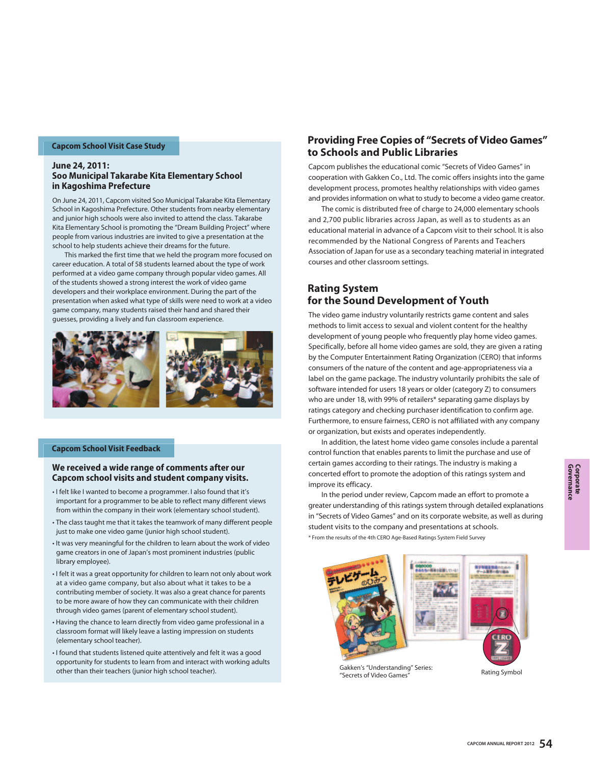## Capcom School Visit Case Study

### June 24, 2011: Soo Municipal Takarabe Kita Elementary School in Kagoshima Prefecture

On June 24, 2011, Capcom visited Soo Municipal Takarabe Kita Elementary School in Kagoshima Prefecture. Other students from nearby elementary and junior high schools were also invited to attend the class. Takarabe Kita Elementary School is promoting the "Dream Building Project" where people from various industries are invited to give a presentation at the school to help students achieve their dreams for the future.

This marked the first time that we held the program more focused on career education. A total of 58 students learned about the type of work performed at a video game company through popular video games. All of the students showed a strong interest the work of video game developers and their workplace environment. During the part of the presentation when asked what type of skills were need to work at a video game company, many students raised their hand and shared their guesses, providing a lively and fun classroom experience.

## Capcom School Visit Feedback

### We received a wide range of comments after our Capcom school visits and student company visits.

- I felt like I wanted to become a programmer. I also found that it's important for a programmer to be able to reflect many different views from within the company in their work (elementary school student).
- The class taught me that it takes the teamwork of many different people just to make one video game (junior high school student).
- It was very meaningful for the children to learn about the work of video game creators in one of Japan's most prominent industries (public library employee).
- I felt it was a great opportunity for children to learn not only about work at a video game company, but also about what it takes to be a contributing member of society. It was also a great chance for parents to be more aware of how they can communicate with their children through video games (parent of elementary school student).
- Having the chance to learn directly from video game professional in a classroom format will likely leave a lasting impression on students (elementary school teacher).
- I found that students listened quite attentively and felt it was a good opportunity for students to learn from and interact with working adults other than their teachers (junior high school teacher).

## Providing Free Copies of "Secrets of Video Games" to Schools and Public Libraries

Capcom publishes the educational comic "Secrets of Video Games" in cooperation with Gakken Co., Ltd. The comic offers insights into the game development process, promotes healthy relationships with video games and provides information on what to study to become a video game creator.

The comic is distributed free of charge to 24,000 elementary schools and 2,700 public libraries across Japan, as well as to students as an educational material in advance of a Capcom visit to their school. It is also recommended by the National Congress of Parents and Teachers Association of Japan for use as a secondary teaching material in integrated courses and other classroom settings.

## Rating System for the Sound Development of Youth

The video game industry voluntarily restricts game content and sales methods to limit access to sexual and violent content for the healthy development of young people who frequently play home video games. Specifically, before all home video games are sold, they are given a rating by the Computer Entertainment Rating Organization (CERO) that informs consumers of the nature of the content and age-appropriateness via a label on the game package. The industry voluntarily prohibits the sale of software intended for users 18 years or older (category Z) to consumers who are under 18, with 99% of retailers* separating game displays by ratings category and checking purchaser identification to confirm age. Furthermore, to ensure fairness, CERO is not affiliated with any company or organization, but exists and operates independently.

In addition, the latest home video game consoles include a parental control function that enables parents to limit the purchase and use of certain games according to their ratings. The industry is making a concerted effort to promote the adoption of this ratings system and improve its efficacy.

In the period under review, Capcom made an effort to promote a greater understanding of this ratings system through detailed explanations in "Secrets of Video Games" and on its corporate website, as well as during student visits to the company and presentations at schools.

\* From the results of the 4th CERO Age-Based Ratings System Field Survey

Gakken's "Understanding" Series: "Secrets of Video Games"

Rating Symbol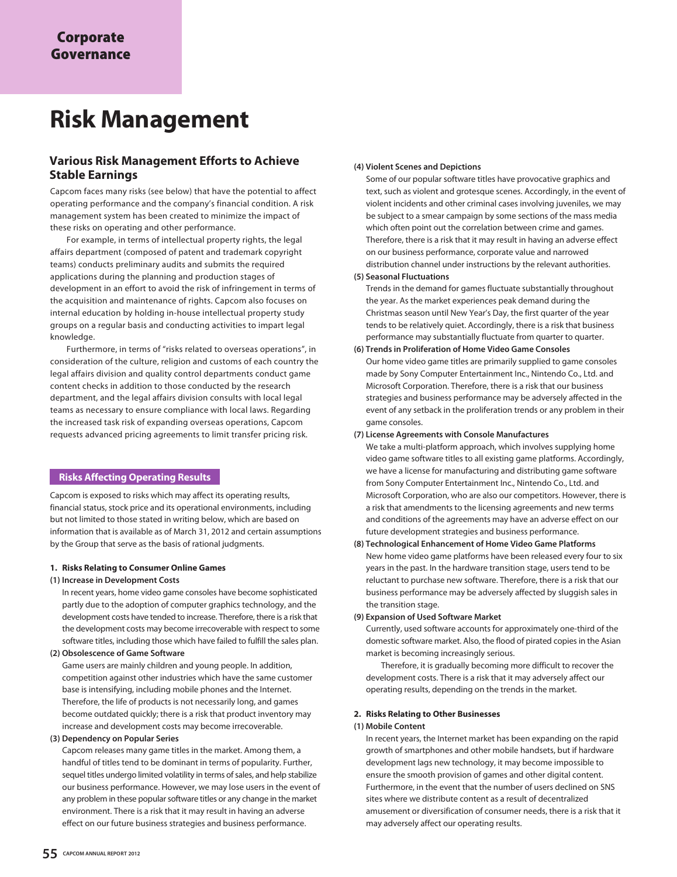Corporate Governance

# Risk Management

## Various Risk Management Efforts to Achieve Stable Earnings

Capcom faces many risks (see below) that have the potential to affect operating performance and the company's financial condition. A risk management system has been created to minimize the impact of these risks on operating and other performance.

For example, in terms of intellectual property rights, the legal affairs department (composed of patent and trademark copyright teams) conducts preliminary audits and submits the required applications during the planning and production stages of development in an effort to avoid the risk of infringement in terms of the acquisition and maintenance of rights. Capcom also focuses on internal education by holding in-house intellectual property study groups on a regular basis and conducting activities to impart legal knowledge.

Furthermore, in terms of "risks related to overseas operations", in consideration of the culture, religion and customs of each country the legal affairs division and quality control departments conduct game content checks in addition to those conducted by the research department, and the legal affairs division consults with local legal teams as necessary to ensure compliance with local laws. Regarding the increased task risk of expanding overseas operations, Capcom requests advanced pricing agreements to limit transfer pricing risk.

## Risks Affecting Operating Results

Capcom is exposed to risks which may affect its operating results, financial status, stock price and its operational environments, including but not limited to those stated in writing below, which are based on information that is available as of March 31, 2012 and certain assumptions by the Group that serve as the basis of rational judgments.

### 1. Risks Relating to Consumer Online Games

**(1) Increase in Development Costs**

In recent years, home video game consoles have become sophisticated partly due to the adoption of computer graphics technology, and the development costs have tended to increase. Therefore, there is a risk that the development costs may become irrecoverable with respect to some software titles, including those which have failed to fulfill the sales plan.

**(2) Obsolescence of Game Software**

Game users are mainly children and young people. In addition, competition against other industries which have the same customer base is intensifying, including mobile phones and the Internet. Therefore, the life of products is not necessarily long, and games become outdated quickly; there is a risk that product inventory may increase and development costs may become irrecoverable.

**(3) Dependency on Popular Series**

Capcom releases many game titles in the market. Among them, a handful of titles tend to be dominant in terms of popularity. Further, sequel titles undergo limited volatility in terms of sales, and help stabilize our business performance. However, we may lose users in the event of any problem in these popular software titles or any change in the market environment. There is a risk that it may result in having an adverse effect on our future business strategies and business performance.

**(4) Violent Scenes and Depictions**

Some of our popular software titles have provocative graphics and text, such as violent and grotesque scenes. Accordingly, in the event of violent incidents and other criminal cases involving juveniles, we may be subject to a smear campaign by some sections of the mass media which often point out the correlation between crime and games. Therefore, there is a risk that it may result in having an adverse effect on our business performance, corporate value and narrowed distribution channel under instructions by the relevant authorities.

**(5) Seasonal Fluctuations**

Trends in the demand for games fluctuate substantially throughout the year. As the market experiences peak demand during the Christmas season until New Year's Day, the first quarter of the year tends to be relatively quiet. Accordingly, there is a risk that business performance may substantially fluctuate from quarter to quarter.

**(6) Trends in Proliferation of Home Video Game Consoles**

Our home video game titles are primarily supplied to game consoles made by Sony Computer Entertainment Inc., Nintendo Co., Ltd. and Microsoft Corporation. Therefore, there is a risk that our business strategies and business performance may be adversely affected in the event of any setback in the proliferation trends or any problem in their game consoles.

**(7) License Agreements with Console Manufactures**

We take a multi-platform approach, which involves supplying home video game software titles to all existing game platforms. Accordingly, we have a license for manufacturing and distributing game software from Sony Computer Entertainment Inc., Nintendo Co., Ltd. and Microsoft Corporation, who are also our competitors. However, there is a risk that amendments to the licensing agreements and new terms and conditions of the agreements may have an adverse effect on our future development strategies and business performance.

**(8) Technological Enhancement of Home Video Game Platforms**

New home video game platforms have been released every four to six years in the past. In the hardware transition stage, users tend to be reluctant to purchase new software. Therefore, there is a risk that our business performance may be adversely affected by sluggish sales in the transition stage.

**(9) Expansion of Used Software Market**

Currently, used software accounts for approximately one-third of the domestic software market. Also, the flood of pirated copies in the Asian market is becoming increasingly serious.

Therefore, it is gradually becoming more difficult to recover the development costs. There is a risk that it may adversely affect our operating results, depending on the trends in the market.

### 2. Risks Relating to Other Businesses

**(1) Mobile Content**

In recent years, the Internet market has been expanding on the rapid growth of smartphones and other mobile handsets, but if hardware development lags new technology, it may become impossible to ensure the smooth provision of games and other digital content. Furthermore, in the event that the number of users declined on SNS sites where we distribute content as a result of decentralized amusement or diversification of consumer needs, there is a risk that it may adversely affect our operating results.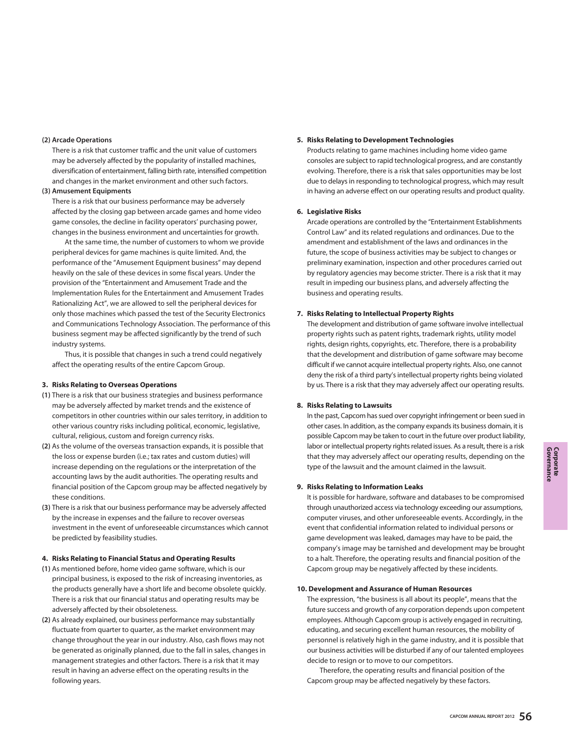**(2) Arcade Operations**

There is a risk that customer traffic and the unit value of customers may be adversely affected by the popularity of installed machines, diversification of entertainment, falling birth rate, intensified competition and changes in the market environment and other such factors.

**(3) Amusement Equipments**

There is a risk that our business performance may be adversely affected by the closing gap between arcade games and home video game consoles, the decline in facility operators' purchasing power, changes in the business environment and uncertainties for growth.

At the same time, the number of customers to whom we provide peripheral devices for game machines is quite limited. And, the performance of the "Amusement Equipment business" may depend heavily on the sale of these devices in some fiscal years. Under the provision of the "Entertainment and Amusement Trade and the Implementation Rules for the Entertainment and Amusement Trades Rationalizing Act", we are allowed to sell the peripheral devices for only those machines which passed the test of the Security Electronics and Communications Technology Association. The performance of this business segment may be affected significantly by the trend of such industry systems.

Thus, it is possible that changes in such a trend could negatively affect the operating results of the entire Capcom Group.

**3. Risks Relating to Overseas Operations**

**(1)** There is a risk that our business strategies and business performance may be adversely affected by market trends and the existence of competitors in other countries within our sales territory, in addition to other various country risks including political, economic, legislative, cultural, religious, custom and foreign currency risks.

**(2)** As the volume of the overseas transaction expands, it is possible that the loss or expense burden (i.e.; tax rates and custom duties) will increase depending on the regulations or the interpretation of the accounting laws by the audit authorities. The operating results and financial position of the Capcom group may be affected negatively by these conditions.

**(3)** There is a risk that our business performance may be adversely affected by the increase in expenses and the failure to recover overseas investment in the event of unforeseeable circumstances which cannot be predicted by feasibility studies.

**4. Risks Relating to Financial Status and Operating Results**

**(1)** As mentioned before, home video game software, which is our principal business, is exposed to the risk of increasing inventories, as the products generally have a short life and become obsolete quickly. There is a risk that our financial status and operating results may be adversely affected by their obsoleteness.

**(2)** As already explained, our business performance may substantially fluctuate from quarter to quarter, as the market environment may change throughout the year in our industry. Also, cash flows may not be generated as originally planned, due to the fall in sales, changes in management strategies and other factors. There is a risk that it may result in having an adverse effect on the operating results in the following years.

**5. Risks Relating to Development Technologies**

Products relating to game machines including home video game consoles are subject to rapid technological progress, and are constantly evolving. Therefore, there is a risk that sales opportunities may be lost due to delays in responding to technological progress, which may result in having an adverse effect on our operating results and product quality.

**6. Legislative Risks**

Arcade operations are controlled by the "Entertainment Establishments Control Law" and its related regulations and ordinances. Due to the amendment and establishment of the laws and ordinances in the future, the scope of business activities may be subject to changes or preliminary examination, inspection and other procedures carried out by regulatory agencies may become stricter. There is a risk that it may result in impeding our business plans, and adversely affecting the business and operating results.

**7. Risks Relating to Intellectual Property Rights**

The development and distribution of game software involve intellectual property rights such as patent rights, trademark rights, utility model rights, design rights, copyrights, etc. Therefore, there is a probability that the development and distribution of game software may become difficult if we cannot acquire intellectual property rights. Also, one cannot deny the risk of a third party's intellectual property rights being violated by us. There is a risk that they may adversely affect our operating results.

**8. Risks Relating to Lawsuits**

In the past, Capcom has sued over copyright infringement or been sued in other cases. In addition, as the company expands its business domain, it is possible Capcom may be taken to court in the future over product liability, labor or intellectual property rights related issues. As a result, there is a risk that they may adversely affect our operating results, depending on the type of the lawsuit and the amount claimed in the lawsuit.

**9. Risks Relating to Information Leaks**

It is possible for hardware, software and databases to be compromised through unauthorized access via technology exceeding our assumptions, computer viruses, and other unforeseeable events. Accordingly, in the event that confidential information related to individual persons or game development was leaked, damages may have to be paid, the company's image may be tarnished and development may be brought to a halt. Therefore, the operating results and financial position of the Capcom group may be negatively affected by these incidents.

**10. Development and Assurance of Human Resources**

The expression, "the business is all about its people", means that the future success and growth of any corporation depends upon competent employees. Although Capcom group is actively engaged in recruiting, educating, and securing excellent human resources, the mobility of personnel is relatively high in the game industry, and it is possible that our business activities will be disturbed if any of our talented employees decide to resign or to move to our competitors.

Therefore, the operating results and financial position of the Capcom group may be affected negatively by these factors.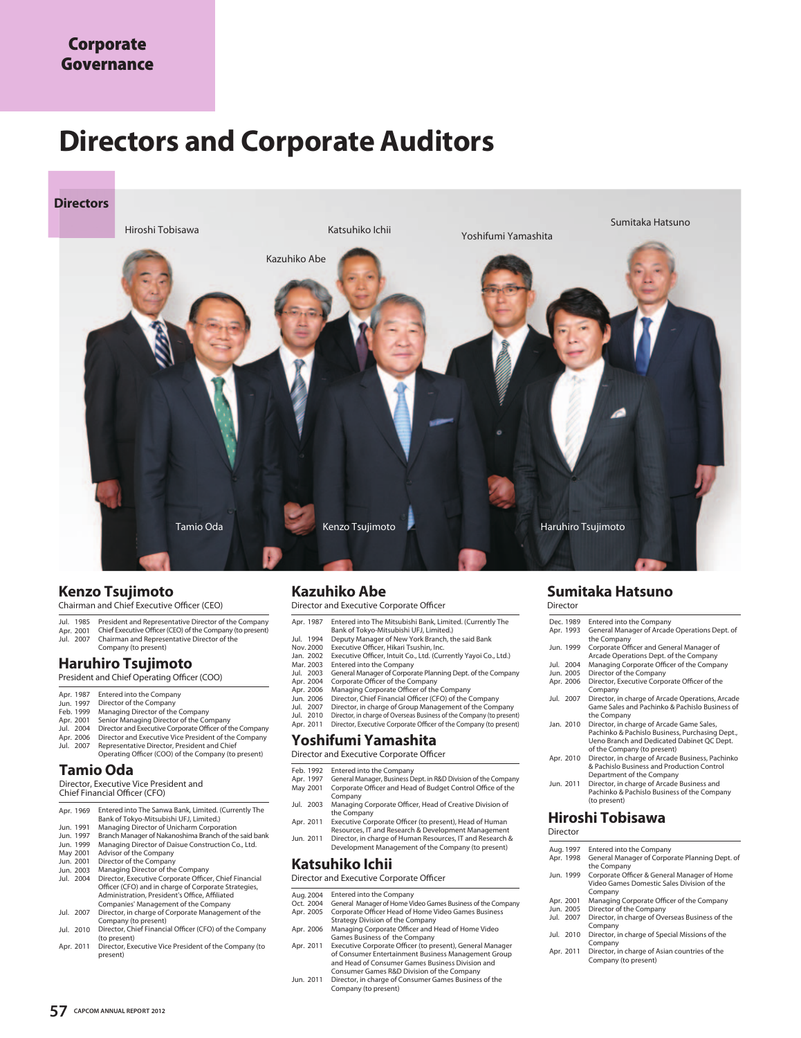Corporate Governance

# Directors and Corporate Auditors

## Directors

Hiroshi Tobisawa, Katsuhiko Ichii, Kazuhiko Abe, Yoshifumi Yamashita, Sumitaka Hatsuno, Tamio Oda, Kenzo Tsujimoto, Haruhiro Tsujimoto

### Kenzo Tsujimoto

Chairman and Chief Executive Officer (CEO)

| | |
|---|---|
| Jul. 1985 | President and Representative Director of the Company |
| Apr. 2001 | Chief Executive Officer (CEO) of the Company (to present) |
| Jul. 2007 | Chairman and Representative Director of the Company (to present) |

### Haruhiro Tsujimoto

President and Chief Operating Officer (COO)

| | |
|---|---|
| Apr. 1987 | Entered into the Company |
| Jun. 1997 | Director of the Company |
| Feb. 1999 | Managing Director of the Company |
| Apr. 2001 | Senior Managing Director of the Company |
| Jul. 2004 | Director and Executive Corporate Officer of the Company |
| Apr. 2006 | Director and Executive Vice President of the Company |
| Jul. 2007 | Representative Director, President and Chief Operating Officer (COO) of the Company (to present) |

### Tamio Oda

Director, Executive Vice President and Chief Financial Officer (CFO)

| | |
|---|---|
| Apr. 1969 | Entered into The Sanwa Bank, Limited. (Currently The Bank of Tokyo-Mitsubishi UFJ, Limited.) |
| Jun. 1991 | Managing Director of Unicharm Corporation |
| Jun. 1997 | Branch Manager of Nakanoshima Branch of the said bank |
| Jun. 1999 | Managing Director of Daisue Construction Co., Ltd. |
| May 2001 | Advisor of the Company |
| Jun. 2001 | Director of the Company |
| Jun. 2003 | Managing Director of the Company |
| Jul. 2004 | Director, Executive Corporate Officer, Chief Financial Officer (CFO) and in charge of Corporate Strategies, Administration, President's Office, Affiliated Companies' Management of the Company |
| Jul. 2007 | Director, in charge of Corporate Management of the Company (to present) |
| Jul. 2010 | Director, Chief Financial Officer (CFO) of the Company (to present) |
| Apr. 2011 | Director, Executive Vice President of the Company (to present) |

### Kazuhiko Abe

Director and Executive Corporate Officer

| | |
|---|---|
| Apr. 1987 | Entered into The Mitsubishi Bank, Limited. (Currently The Bank of Tokyo-Mitsubishi UFJ, Limited.) |
| Jul. 1994 | Deputy Manager of New York Branch, the said Bank |
| Nov. 2000 | Executive Officer, Hikari Tsushin, Inc. |
| Jan. 2002 | Executive Officer, Intuit Co., Ltd. (Currently Yayoi Co., Ltd.) |
| Mar. 2003 | Entered into the Company |
| Jul. 2003 | General Manager of Corporate Planning Dept. of the Company |
| Apr. 2004 | Corporate Officer of the Company |
| Apr. 2006 | Managing Corporate Officer of the Company |
| Jun. 2006 | Director, Chief Financial Officer (CFO) of the Company |
| Jul. 2007 | Director, in charge of Group Management of the Company |
| Jul. 2010 | Director, in charge of Overseas Business of the Company (to present) |
| Apr. 2011 | Director, Executive Corporate Officer of the Company (to present) |

### Yoshifumi Yamashita

Director and Executive Corporate Officer

| | |
|---|---|
| Feb. 1992 | Entered into the Company |
| Apr. 1997 | General Manager, Business Dept. in R&D Division of the Company |
| May 2001 | Corporate Officer and Head of Budget Control Office of the Company |
| Jul. 2003 | Managing Corporate Officer, Head of Creative Division of the Company |
| Apr. 2011 | Executive Corporate Officer (to present), Head of Human Resources, IT and Research & Development Management |
| Jun. 2011 | Director, in charge of Human Resources, IT and Research & Development Management of the Company (to present) |

### Katsuhiko Ichii

Director and Executive Corporate Officer

| | |
|---|---|
| Aug. 2004 | Entered into the Company |
| Oct. 2004 | General Manager of Home Video Games Business of the Company |
| Apr. 2005 | Corporate Officer Head of Home Video Games Business Strategy Division of the Company |
| Apr. 2006 | Managing Corporate Officer and Head of Home Video Games Business of the Company |
| Apr. 2011 | Executive Corporate Officer (to present), General Manager of Consumer Entertainment Business Management Group and Head of Consumer Games Business Division and Consumer Games R&D Division of the Company |
| Jun. 2011 | Director, in charge of Consumer Games Business of the Company (to present) |

### Sumitaka Hatsuno

Director

| | |
|---|---|
| Dec. 1989 | Entered into the Company |
| Apr. 1993 | General Manager of Arcade Operations Dept. of the Company |
| Jun. 1999 | Corporate Officer and General Manager of Arcade Operations Dept. of the Company |
| Jul. 2004 | Managing Corporate Officer of the Company |
| Jun. 2005 | Director of the Company |
| Apr. 2006 | Director, Executive Corporate Officer of the Company |
| Jul. 2007 | Director, in charge of Arcade Operations, Arcade Game Sales and Pachinko & Pachislo Business of the Company |
| Jan. 2010 | Director, in charge of Arcade Game Sales, Pachinko & Pachislo Business, Purchasing Dept., Ueno Branch and Dedicated Dabinet QC Dept. of the Company (to present) |
| Apr. 2010 | Director, in charge of Arcade Business, Pachinko & Pachislo Business and Production Control Department of the Company |
| Jun. 2011 | Director, in charge of Arcade Business and Pachinko & Pachislo Business of the Company (to present) |

### Hiroshi Tobisawa

Director

| | |
|---|---|
| Aug. 1997 | Entered into the Company |
| Apr. 1998 | General Manager of Corporate Planning Dept. of the Company |
| Jun. 1999 | Corporate Officer & General Manager of Home Video Games Domestic Sales Division of the Company |
| Apr. 2001 | Managing Corporate Officer of the Company |
| Jun. 2005 | Director of the Company |
| Jul. 2007 | Director, in charge of Overseas Business of the Company |
| Jul. 2010 | Director, in charge of Special Missions of the Company |
| Apr. 2011 | Director, in charge of Asian countries of the Company (to present) |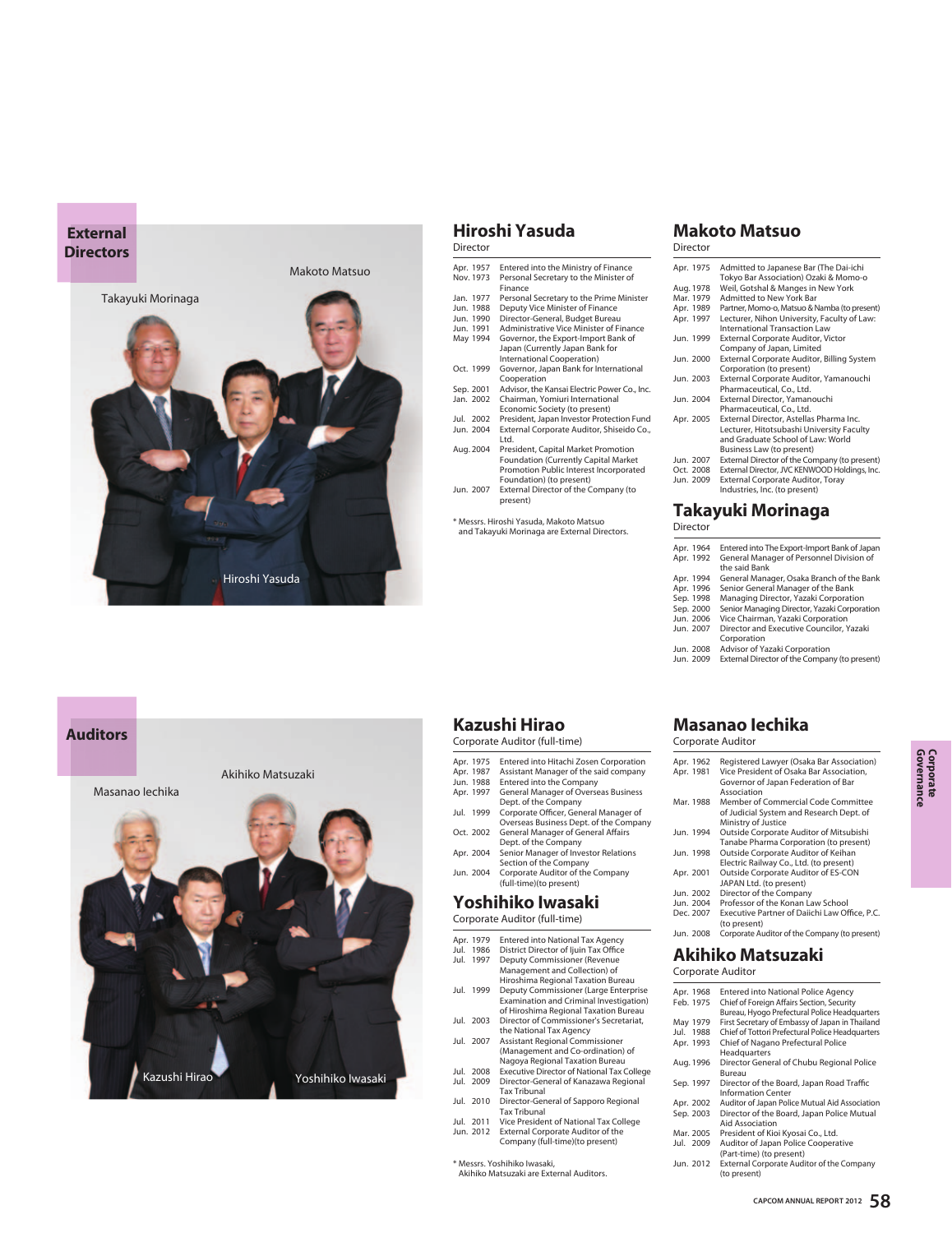## External Directors

Makoto Matsuo

Takayuki Morinaga

Hiroshi Yasuda

### Hiroshi Yasuda

Director

| | |
|---|---|
| Apr. 1957 | Entered into the Ministry of Finance |
| Nov. 1973 | Personal Secretary to the Minister of Finance |
| Jan. 1977 | Personal Secretary to the Prime Minister |
| Jun. 1988 | Deputy Vice Minister of Finance |
| Jun. 1990 | Director-General, Budget Bureau |
| Jun. 1991 | Administrative Vice Minister of Finance |
| May 1994 | Governor, the Export-Import Bank of Japan (Currently Japan Bank for International Cooperation) |
| Oct. 1999 | Governor, Japan Bank for International Cooperation |
| Sep. 2001 | Advisor, the Kansai Electric Power Co., Inc. |
| Jan. 2002 | Chairman, Yomiuri International Economic Society (to present) |
| Jul. 2002 | President, Japan Investor Protection Fund |
| Jun. 2004 | External Corporate Auditor, Shiseido Co., Ltd. |
| Aug. 2004 | President, Capital Market Promotion Foundation (Currently Capital Market Promotion Public Interest Incorporated Foundation) (to present) |
| Jun. 2007 | External Director of the Company (to present) |

\* Messrs. Hiroshi Yasuda, Makoto Matsuo and Takayuki Morinaga are External Directors.

### Makoto Matsuo

Director

| | |
|---|---|
| Apr. 1975 | Admitted to Japanese Bar (The Dai-ichi Tokyo Bar Association) Ozaki & Momo-o |
| Aug. 1978 | Weil, Gotshal & Manges in New York |
| Mar. 1979 | Admitted to New York Bar |
| Apr. 1989 | Partner, Momo-o, Matsuo & Namba (to present) |
| Apr. 1997 | Lecturer, Nihon University, Faculty of Law: International Transaction Law |
| Jun. 1999 | External Corporate Auditor, Victor Company of Japan, Limited |
| Jun. 2000 | External Corporate Auditor, Billing System Corporation (to present) |
| Jun. 2003 | External Corporate Auditor, Yamanouchi Pharmaceutical, Co., Ltd. |
| Jun. 2004 | External Director, Yamanouchi Pharmaceutical, Co., Ltd. |
| Apr. 2005 | External Director, Astellas Pharma Inc. Lecturer, Hitotsubashi University Faculty and Graduate School of Law: World Business Law (to present) |
| Jun. 2007 | External Director of the Company (to present) |
| Oct. 2008 | External Director, JVC KENWOOD Holdings, Inc. |
| Jun. 2009 | External Corporate Auditor, Toray Industries, Inc. (to present) |

### Takayuki Morinaga

Director

| | |
|---|---|
| Apr. 1964 | Entered into The Export-Import Bank of Japan |
| Apr. 1992 | General Manager of Personnel Division of the said Bank |
| Apr. 1994 | General Manager, Osaka Branch of the Bank |
| Apr. 1996 | Senior General Manager of the Bank |
| Sep. 1998 | Managing Director, Yazaki Corporation |
| Sep. 2000 | Senior Managing Director, Yazaki Corporation |
| Jun. 2006 | Vice Chairman, Yazaki Corporation |
| Jun. 2007 | Director and Executive Councilor, Yazaki Corporation |
| Jun. 2008 | Advisor of Yazaki Corporation |
| Jun. 2009 | External Director of the Company (to present) |

## Auditors

Akihiko Matsuzaki

Masanao Iechika

Kazushi Hirao

Yoshihiko Iwasaki

### Kazushi Hirao

Corporate Auditor (full-time)

| | |
|---|---|
| Apr. 1975 | Entered into Hitachi Zosen Corporation |
| Apr. 1987 | Assistant Manager of the said company |
| Jun. 1988 | Entered into the Company |
| Apr. 1997 | General Manager of Overseas Business Dept. of the Company |
| Jul. 1999 | Corporate Officer, General Manager of Overseas Business Dept. of the Company |
| Oct. 2002 | General Manager of General Affairs Dept. of the Company |
| Apr. 2004 | Senior Manager of Investor Relations Section of the Company |
| Jun. 2004 | Corporate Auditor of the Company (full-time)(to present) |

### Yoshihiko Iwasaki

Corporate Auditor (full-time)

| | |
|---|---|
| Apr. 1979 | Entered into National Tax Agency |
| Jul. 1986 | District Director of Ijuin Tax Office |
| Jul. 1997 | Deputy Commissioner (Revenue Management and Collection) of Hiroshima Regional Taxation Bureau |
| Jul. 1999 | Deputy Commissioner (Large Enterprise Examination and Criminal Investigation) of Hiroshima Regional Taxation Bureau |
| Jul. 2003 | Director of Commissioner's Secretariat, the National Tax Agency |
| Jul. 2007 | Assistant Regional Commissioner (Management and Co-ordination) of Nagoya Regional Taxation Bureau |
| Jul. 2008 | Executive Director of National Tax College |
| Jul. 2009 | Director-General of Kanazawa Regional Tax Tribunal |
| Jul. 2010 | Director-General of Sapporo Regional Tax Tribunal |
| Jul. 2011 | Vice President of National Tax College |
| Jun. 2012 | External Corporate Auditor of the Company (full-time)(to present) |

\* Messrs. Yoshihiko Iwasaki, Akihiko Matsuzaki are External Auditors.

### Masanao Iechika

Corporate Auditor

| | |
|---|---|
| Apr. 1962 | Registered Lawyer (Osaka Bar Association) |
| Apr. 1981 | Vice President of Osaka Bar Association, Governor of Japan Federation of Bar Association |
| Mar. 1988 | Member of Commercial Code Committee of Judicial System and Research Dept. of Ministry of Justice |
| Jun. 1994 | Outside Corporate Auditor of Mitsubishi Tanabe Pharma Corporation (to present) |
| Jun. 1998 | Outside Corporate Auditor of Keihan Electric Railway Co., Ltd. (to present) |
| Apr. 2001 | Outside Corporate Auditor of ES-CON JAPAN Ltd. (to present) |
| Jun. 2002 | Director of the Company |
| Jun. 2004 | Professor of the Konan Law School |
| Dec. 2007 | Executive Partner of Daiichi Law Office, P.C. (to present) |
| Jun. 2008 | Corporate Auditor of the Company (to present) |

### Akihiko Matsuzaki

Corporate Auditor

| | |
|---|---|
| Apr. 1968 | Entered into National Police Agency |
| Feb. 1975 | Chief of Foreign Affairs Section, Security Bureau, Hyogo Prefectural Police Headquarters |
| May 1979 | First Secretary of Embassy of Japan in Thailand |
| Jul. 1988 | Chief of Tottori Prefectural Police Headquarters |
| Apr. 1993 | Chief of Nagano Prefectural Police Headquarters |
| Aug. 1996 | Director General of Chubu Regional Police Bureau |
| Sep. 1997 | Director of the Board, Japan Road Traffic Information Center |
| Apr. 2002 | Auditor of Japan Police Mutual Aid Association |
| Sep. 2003 | Director of the Board, Japan Police Mutual Aid Association |
| Mar. 2005 | President of Kioi Kyosai Co., Ltd. |
| Jul. 2009 | Auditor of Japan Police Cooperative (Part-time) (to present) |
| Jun. 2012 | External Corporate Auditor of the Company (to present) |